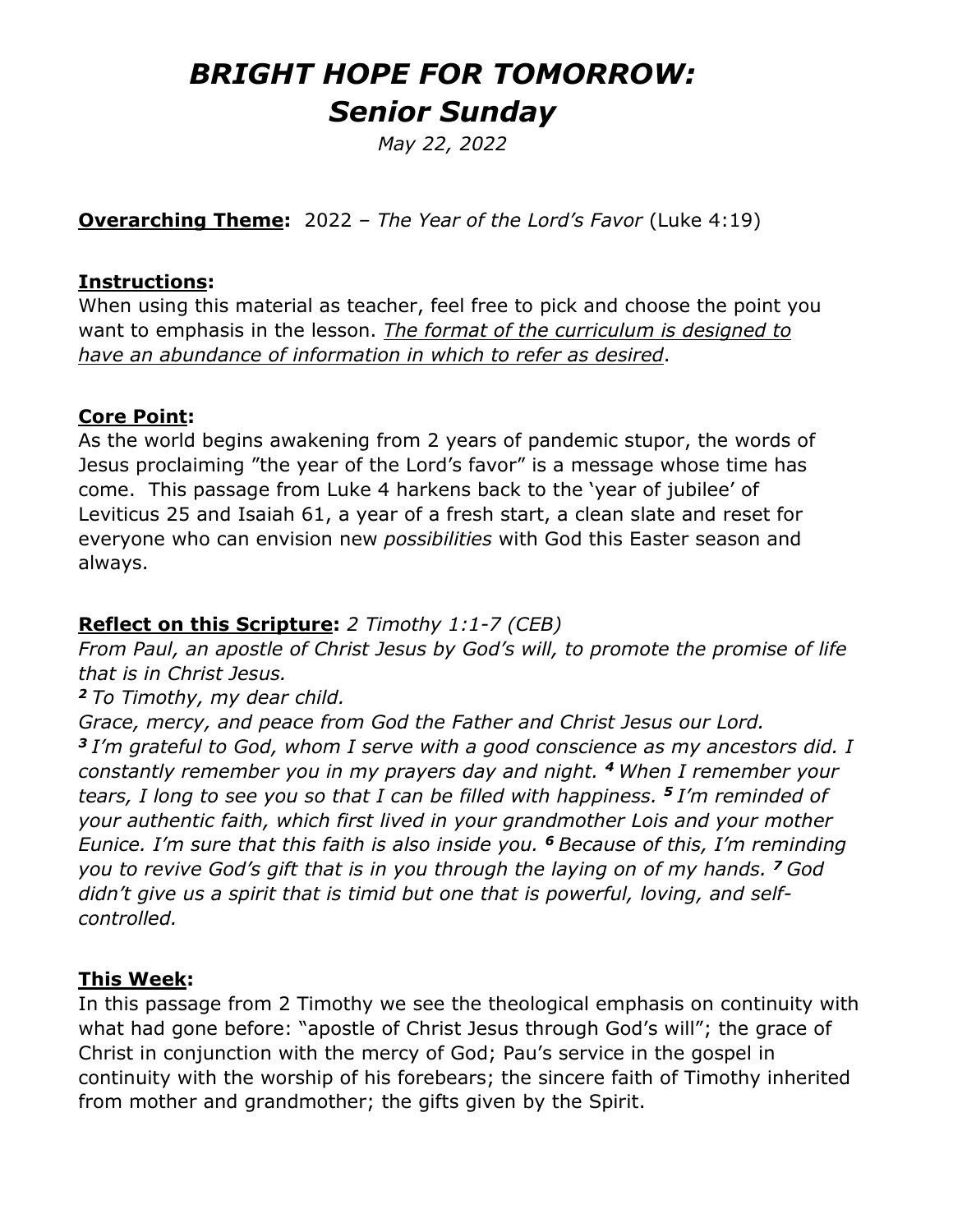# *BRIGHT HOPE FOR TOMORROW: Senior Sunday*

*May 22, 2022*

**Overarching Theme:** 2022 – *The Year of the Lord's Favor* (Luke 4:19)

**Instructions:**
When using this material as teacher, feel free to pick and choose the point you want to emphasis in the lesson. *The format of the curriculum is designed to have an abundance of information in which to refer as desired*.

**Core Point:**
As the world begins awakening from 2 years of pandemic stupor, the words of Jesus proclaiming "the year of the Lord's favor" is a message whose time has come. This passage from Luke 4 harkens back to the 'year of jubilee' of Leviticus 25 and Isaiah 61, a year of a fresh start, a clean slate and reset for everyone who can envision new *possibilities* with God this Easter season and always.

**Reflect on this Scripture:** *2 Timothy 1:1-7 (CEB)*
*From Paul, an apostle of Christ Jesus by God's will, to promote the promise of life that is in Christ Jesus.*
***2*** *To Timothy, my dear child.*
*Grace, mercy, and peace from God the Father and Christ Jesus our Lord.*
***3*** *I'm grateful to God, whom I serve with a good conscience as my ancestors did. I constantly remember you in my prayers day and night.* ***4*** *When I remember your tears, I long to see you so that I can be filled with happiness.* ***5*** *I'm reminded of your authentic faith, which first lived in your grandmother Lois and your mother Eunice. I'm sure that this faith is also inside you.* ***6*** *Because of this, I'm reminding you to revive God's gift that is in you through the laying on of my hands.* ***7*** *God didn't give us a spirit that is timid but one that is powerful, loving, and self-controlled.*

**This Week:**
In this passage from 2 Timothy we see the theological emphasis on continuity with what had gone before: "apostle of Christ Jesus through God's will"; the grace of Christ in conjunction with the mercy of God; Pau's service in the gospel in continuity with the worship of his forebears; the sincere faith of Timothy inherited from mother and grandmother; the gifts given by the Spirit.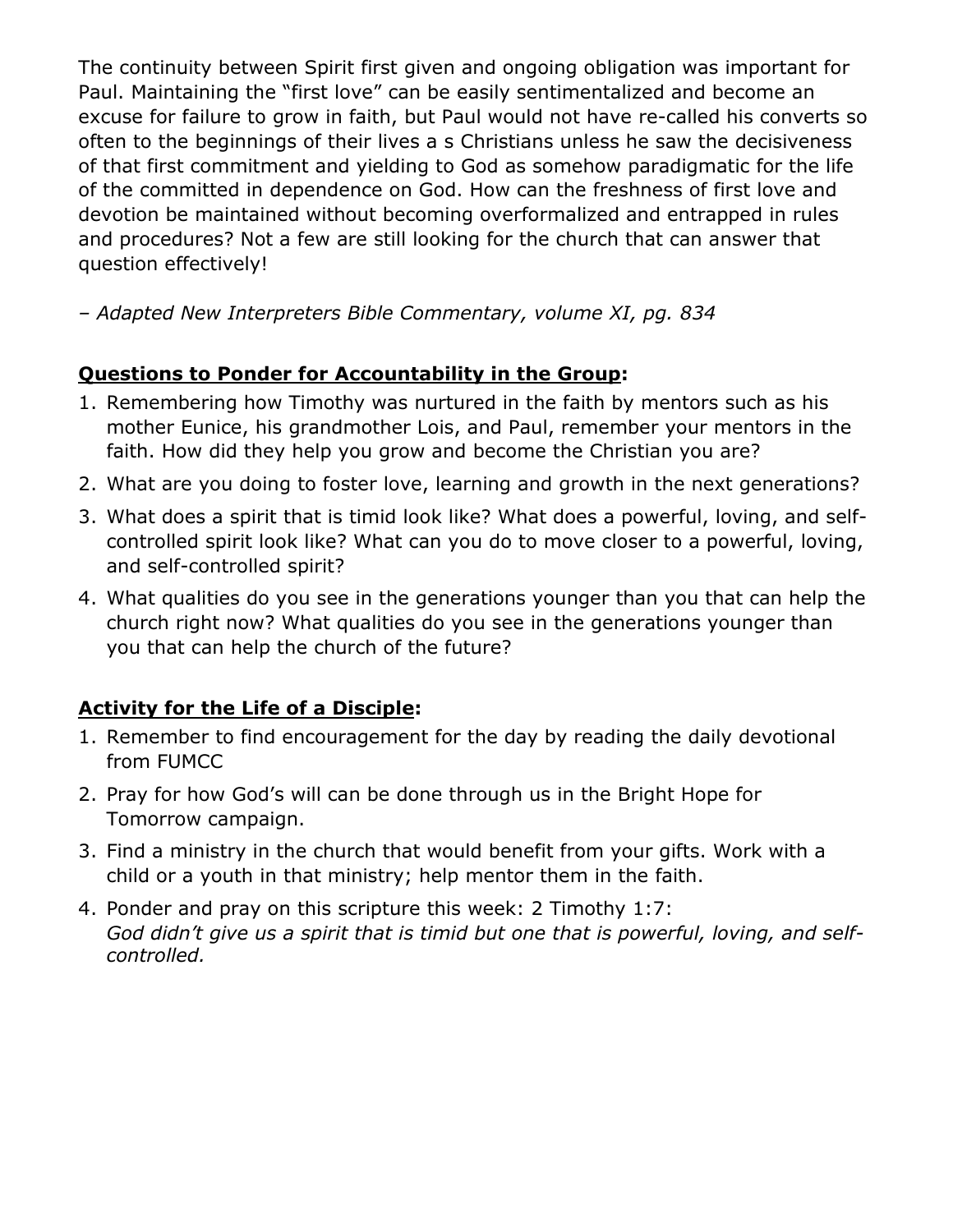The continuity between Spirit first given and ongoing obligation was important for Paul. Maintaining the "first love" can be easily sentimentalized and become an excuse for failure to grow in faith, but Paul would not have re-called his converts so often to the beginnings of their lives a s Christians unless he saw the decisiveness of that first commitment and yielding to God as somehow paradigmatic for the life of the committed in dependence on God. How can the freshness of first love and devotion be maintained without becoming overformalized and entrapped in rules and procedures? Not a few are still looking for the church that can answer that question effectively!

*– Adapted New Interpreters Bible Commentary, volume XI, pg. 834*

**<u>Questions to Ponder for Accountability in the Group</u>:**

1. Remembering how Timothy was nurtured in the faith by mentors such as his mother Eunice, his grandmother Lois, and Paul, remember your mentors in the faith. How did they help you grow and become the Christian you are?
2. What are you doing to foster love, learning and growth in the next generations?
3. What does a spirit that is timid look like? What does a powerful, loving, and self-controlled spirit look like? What can you do to move closer to a powerful, loving, and self-controlled spirit?
4. What qualities do you see in the generations younger than you that can help the church right now? What qualities do you see in the generations younger than you that can help the church of the future?

**<u>Activity for the Life of a Disciple</u>:**

1. Remember to find encouragement for the day by reading the daily devotional from FUMCC
2. Pray for how God's will can be done through us in the Bright Hope for Tomorrow campaign.
3. Find a ministry in the church that would benefit from your gifts. Work with a child or a youth in that ministry; help mentor them in the faith.
4. Ponder and pray on this scripture this week: 2 Timothy 1:7:
   *God didn't give us a spirit that is timid but one that is powerful, loving, and self-controlled.*